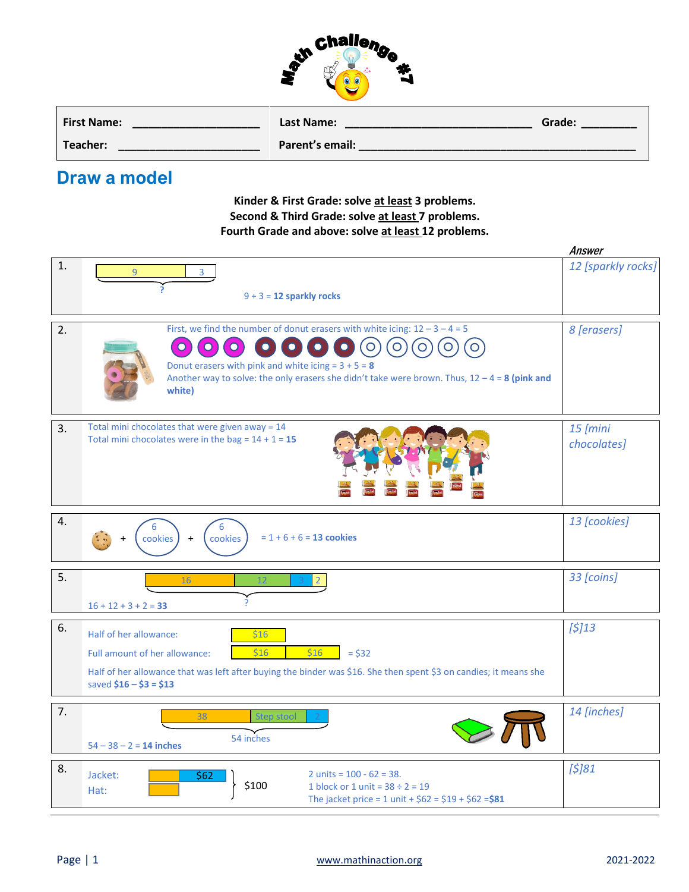# Math Challenge #7

| | |
|---|---|
| **First Name:** ____________________ | **Last Name:** ____________________ **Grade:** ________ |
| **Teacher:** ____________________ | **Parent's email:** ____________________ |

## Draw a model

**Kinder & First Grade: solve at least 3 problems.**
**Second & Third Grade: solve at least 7 problems.**
**Fourth Grade and above: solve at least 12 problems.**

| | | *Answer* |
|---|---|---|
| 1. | 9 \| 3 <br> ? <br> 9 + 3 = **12 sparkly rocks** | *12 [sparkly rocks]* |
| 2. | First, we find the number of donut erasers with white icing: 12 – 3 – 4 = 5 <br> Donut erasers with pink and white icing = 3 + 5 = **8** <br> Another way to solve: the only erasers she didn't take were brown. Thus, 12 – 4 = **8 (pink and white)** | *8 [erasers]* |
| 3. | Total mini chocolates that were given away = 14 <br> Total mini chocolates were in the bag = 14 + 1 = **15** | *15 [mini chocolates]* |
| 4. | + 6 cookies + 6 cookies = 1 + 6 + 6 = **13 cookies** | *13 [cookies]* |
| 5. | 16 \| 12 \| 3 \| 2 <br> ? <br> 16 + 12 + 3 + 2 = **33** | *33 [coins]* |
| 6. | Half of her allowance: $16 <br> Full amount of her allowance: $16 \| $16 = $32 <br> Half of her allowance that was left after buying the binder was $16. She then spent $3 on candies; it means she saved **$16 – $3 = $13** | *[$]13* |
| 7. | 38 \| Step stool \| 2 <br> 54 inches <br> 54 – 38 – 2 = **14 inches** | *14 [inches]* |
| 8. | Jacket: [ ] \| $62 <br> Hat: [ ] <br> } $100 <br> 2 units = 100 - 62 = 38. <br> 1 block or 1 unit = 38 ÷ 2 = 19 <br> The jacket price = 1 unit + $62 = $19 + $62 =**$81** | *[$]81* |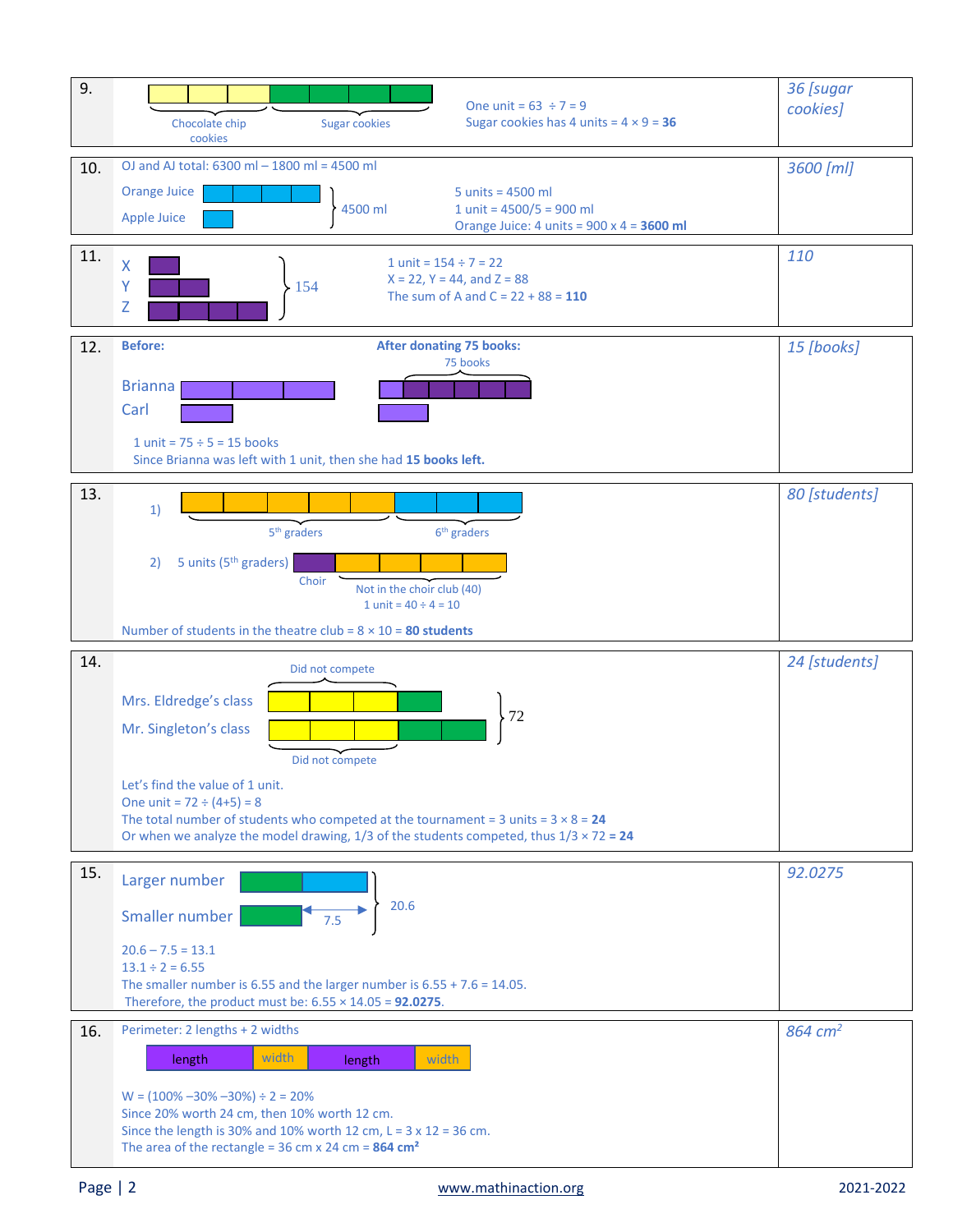| | | |
|---|---|---|
| 9. | Chocolate chip cookies / Sugar cookies<br>One unit = 63 ÷ 7 = 9<br>Sugar cookies has 4 units = 4 × 9 = **36** | *36 [sugar cookies]* |
| 10. | OJ and AJ total: 6300 ml – 1800 ml = 4500 ml<br>Orange Juice / Apple Juice — 4500 ml<br>5 units = 4500 ml<br>1 unit = 4500/5 = 900 ml<br>Orange Juice: 4 units = 900 x 4 = **3600 ml** | *3600 [ml]* |
| 11. | X / Y / Z — 154<br>1 unit = 154 ÷ 7 = 22<br>X = 22, Y = 44, and Z = 88<br>The sum of A and C = 22 + 88 = **110** | *110* |
| 12. | **Before:** Brianna / Carl<br>**After donating 75 books:** 75 books<br>1 unit = 75 ÷ 5 = 15 books<br>Since Brianna was left with 1 unit, then she had **15 books left.** | *15 [books]* |
| 13. | 1) 5th graders / 6th graders<br>2) 5 units (5th graders) — Choir / Not in the choir club (40)<br>1 unit = 40 ÷ 4 = 10<br>Number of students in the theatre club = 8 × 10 = **80 students** | *80 [students]* |
| 14. | Mrs. Eldredge's class / Mr. Singleton's class — Did not compete — 72<br>Let's find the value of 1 unit.<br>One unit = 72 ÷ (4+5) = 8<br>The total number of students who competed at the tournament = 3 units = 3 × 8 = **24**<br>Or when we analyze the model drawing, 1/3 of the students competed, thus 1/3 × 72 = **24** | *24 [students]* |
| 15. | Larger number / Smaller number — 7.5 — 20.6<br>20.6 – 7.5 = 13.1<br>13.1 ÷ 2 = 6.55<br>The smaller number is 6.55 and the larger number is 6.55 + 7.6 = 14.05.<br>Therefore, the product must be: 6.55 × 14.05 = **92.0275**. | *92.0275* |
| 16. | Perimeter: 2 lengths + 2 widths<br>length / width / length / width<br>W = (100% –30% –30%) ÷ 2 = 20%<br>Since 20% worth 24 cm, then 10% worth 12 cm.<br>Since the length is 30% and 10% worth 12 cm, L = 3 x 12 = 36 cm.<br>The area of the rectangle = 36 cm x 24 cm = **864 cm²** | *864 cm²* |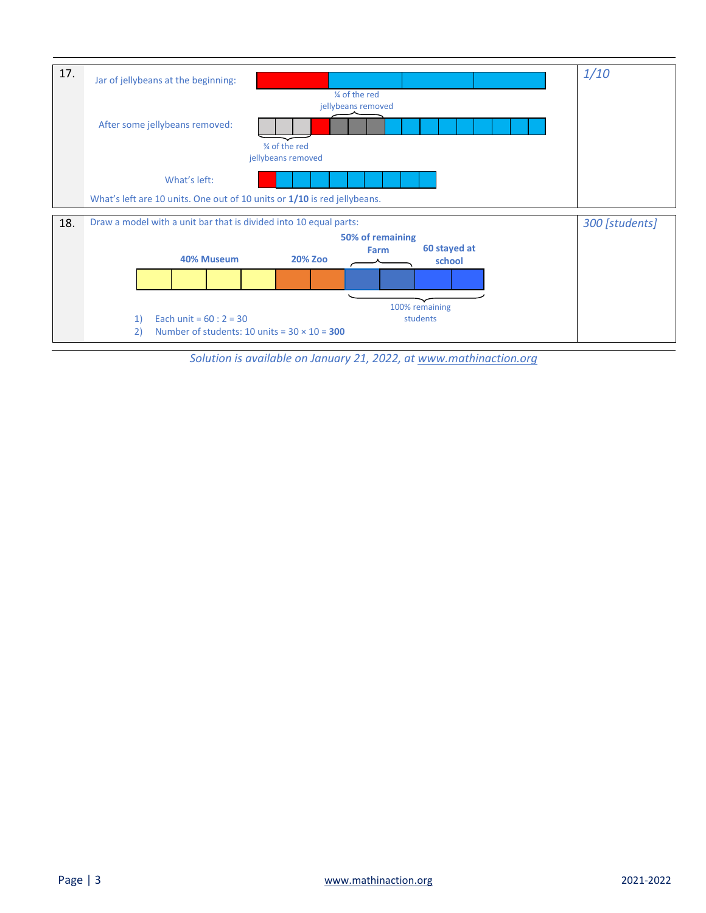| | | |
|---|---|---|
| 17. | Jar of jellybeans at the beginning:<br>¼ of the red jellybeans removed<br>After some jellybeans removed:<br>¾ of the red jellybeans removed<br>What's left:<br>What's left are 10 units. One out of 10 units or **1/10** is red jellybeans. | *1/10* |
| 18. | Draw a model with a unit bar that is divided into 10 equal parts:<br>**40% Museum** **20% Zoo** **50% of remaining Farm** **60 stayed at school**<br>100% remaining students<br>1) Each unit = 60 : 2 = 30<br>2) Number of students: 10 units = 30 × 10 = **300** | *300 [students]* |

*Solution is available on January 21, 2022, at www.mathinaction.org*